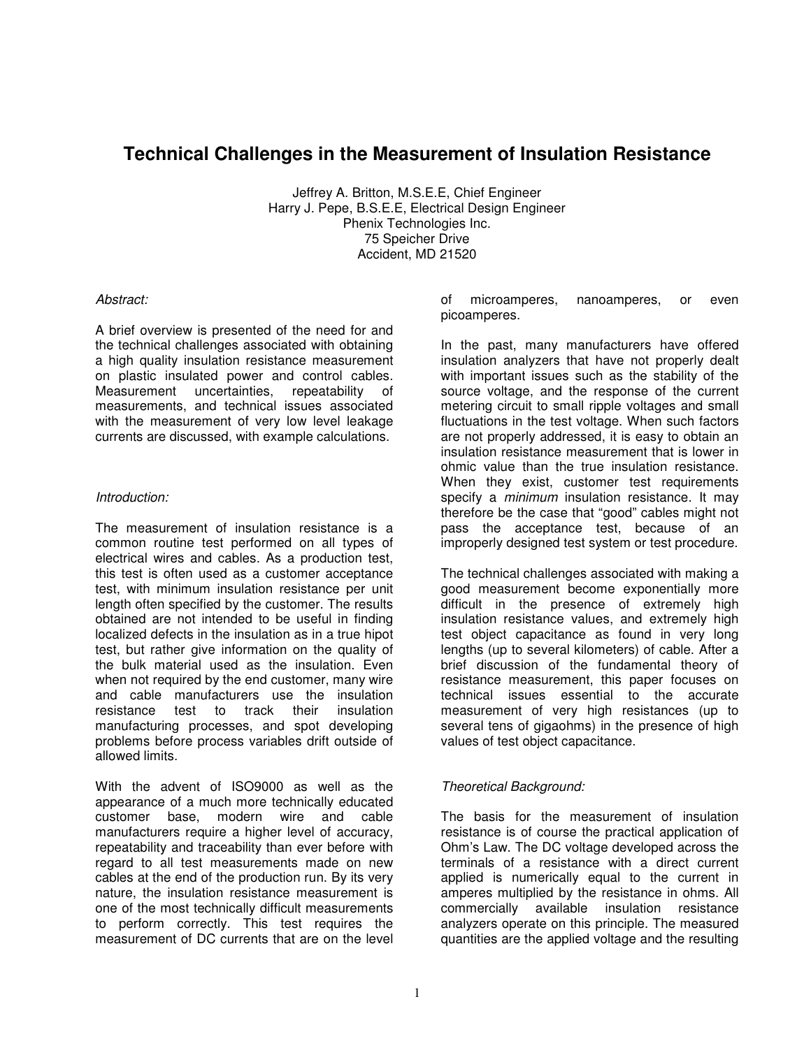# Technical Challenges in the Measurement of Insulation Resistance

Jeffrey A. Britton, M.S.E.E, Chief Engineer
Harry J. Pepe, B.S.E.E, Electrical Design Engineer
Phenix Technologies Inc.
75 Speicher Drive
Accident, MD 21520

*Abstract:*

A brief overview is presented of the need for and the technical challenges associated with obtaining a high quality insulation resistance measurement on plastic insulated power and control cables. Measurement uncertainties, repeatability of measurements, and technical issues associated with the measurement of very low level leakage currents are discussed, with example calculations.

*Introduction:*

The measurement of insulation resistance is a common routine test performed on all types of electrical wires and cables. As a production test, this test is often used as a customer acceptance test, with minimum insulation resistance per unit length often specified by the customer. The results obtained are not intended to be useful in finding localized defects in the insulation as in a true hipot test, but rather give information on the quality of the bulk material used as the insulation. Even when not required by the end customer, many wire and cable manufacturers use the insulation resistance test to track their insulation manufacturing processes, and spot developing problems before process variables drift outside of allowed limits.

With the advent of ISO9000 as well as the appearance of a much more technically educated customer base, modern wire and cable manufacturers require a higher level of accuracy, repeatability and traceability than ever before with regard to all test measurements made on new cables at the end of the production run. By its very nature, the insulation resistance measurement is one of the most technically difficult measurements to perform correctly. This test requires the measurement of DC currents that are on the level of microamperes, nanoamperes, or even picoamperes.

In the past, many manufacturers have offered insulation analyzers that have not properly dealt with important issues such as the stability of the source voltage, and the response of the current metering circuit to small ripple voltages and small fluctuations in the test voltage. When such factors are not properly addressed, it is easy to obtain an insulation resistance measurement that is lower in ohmic value than the true insulation resistance. When they exist, customer test requirements specify a *minimum* insulation resistance. It may therefore be the case that "good" cables might not pass the acceptance test, because of an improperly designed test system or test procedure.

The technical challenges associated with making a good measurement become exponentially more difficult in the presence of extremely high insulation resistance values, and extremely high test object capacitance as found in very long lengths (up to several kilometers) of cable. After a brief discussion of the fundamental theory of resistance measurement, this paper focuses on technical issues essential to the accurate measurement of very high resistances (up to several tens of gigaohms) in the presence of high values of test object capacitance.

*Theoretical Background:*

The basis for the measurement of insulation resistance is of course the practical application of Ohm's Law. The DC voltage developed across the terminals of a resistance with a direct current applied is numerically equal to the current in amperes multiplied by the resistance in ohms. All commercially available insulation resistance analyzers operate on this principle. The measured quantities are the applied voltage and the resulting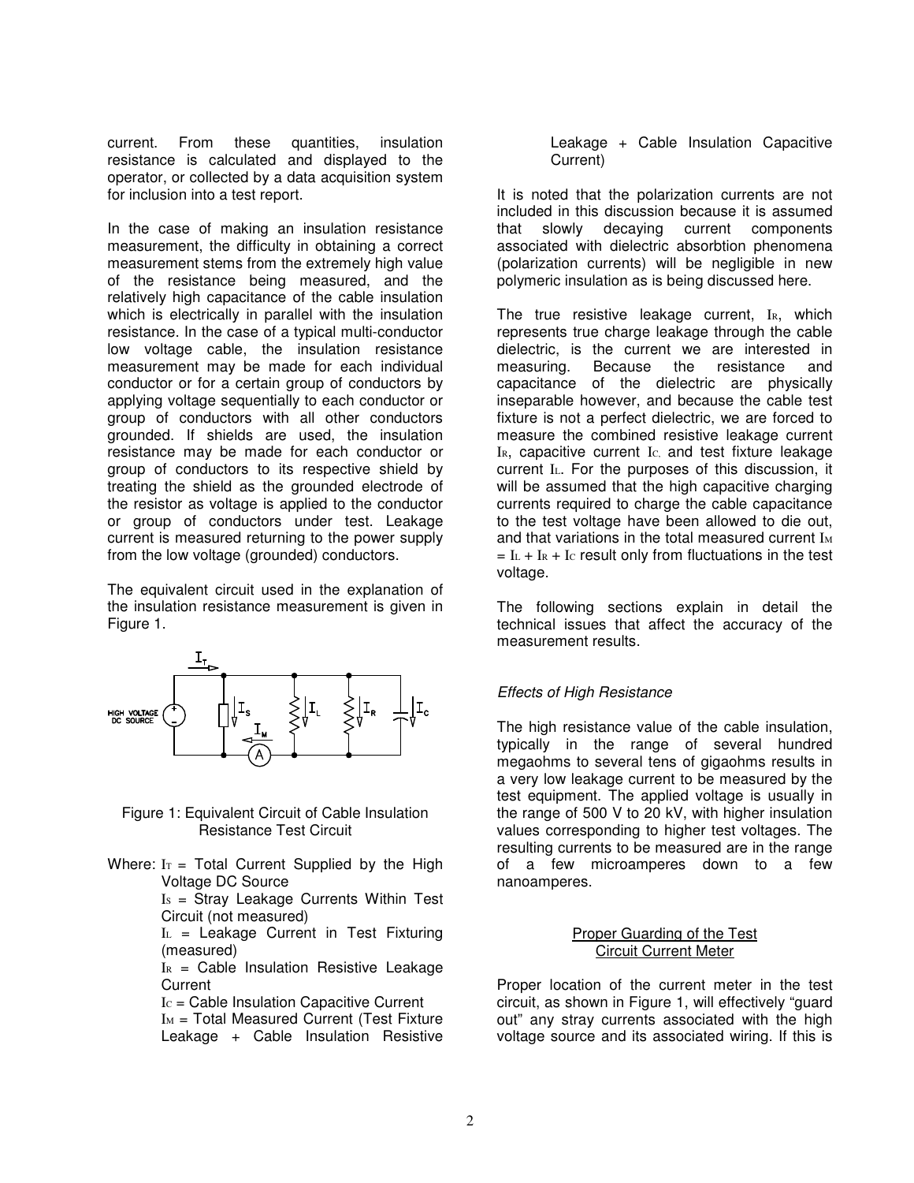current. From these quantities, insulation resistance is calculated and displayed to the operator, or collected by a data acquisition system for inclusion into a test report.

In the case of making an insulation resistance measurement, the difficulty in obtaining a correct measurement stems from the extremely high value of the resistance being measured, and the relatively high capacitance of the cable insulation which is electrically in parallel with the insulation resistance. In the case of a typical multi-conductor low voltage cable, the insulation resistance measurement may be made for each individual conductor or for a certain group of conductors by applying voltage sequentially to each conductor or group of conductors with all other conductors grounded. If shields are used, the insulation resistance may be made for each conductor or group of conductors to its respective shield by treating the shield as the grounded electrode of the resistor as voltage is applied to the conductor or group of conductors under test. Leakage current is measured returning to the power supply from the low voltage (grounded) conductors.

The equivalent circuit used in the explanation of the insulation resistance measurement is given in Figure 1.

Figure 1: Equivalent Circuit of Cable Insulation Resistance Test Circuit

Where: $I_T$ = Total Current Supplied by the High Voltage DC Source

$I_S$ = Stray Leakage Currents Within Test Circuit (not measured)

$I_L$ = Leakage Current in Test Fixturing (measured)

$I_R$ = Cable Insulation Resistive Leakage Current

$I_C$ = Cable Insulation Capacitive Current

$I_M$ = Total Measured Current (Test Fixture Leakage + Cable Insulation Resistive Leakage + Cable Insulation Capacitive Current)

It is noted that the polarization currents are not included in this discussion because it is assumed that slowly decaying current components associated with dielectric absorbtion phenomena (polarization currents) will be negligible in new polymeric insulation as is being discussed here.

The true resistive leakage current, $I_R$, which represents true charge leakage through the cable dielectric, is the current we are interested in measuring. Because the resistance and capacitance of the dielectric are physically inseparable however, and because the cable test fixture is not a perfect dielectric, we are forced to measure the combined resistive leakage current $I_R$, capacitive current $I_C$, and test fixture leakage current $I_L$. For the purposes of this discussion, it will be assumed that the high capacitive charging currents required to charge the cable capacitance to the test voltage have been allowed to die out, and that variations in the total measured current $I_M = I_L + I_R + I_C$ result only from fluctuations in the test voltage.

The following sections explain in detail the technical issues that affect the accuracy of the measurement results.

### *Effects of High Resistance*

The high resistance value of the cable insulation, typically in the range of several hundred megaohms to several tens of gigaohms results in a very low leakage current to be measured by the test equipment. The applied voltage is usually in the range of 500 V to 20 kV, with higher insulation values corresponding to higher test voltages. The resulting currents to be measured are in the range of a few microamperes down to a few nanoamperes.

#### Proper Guarding of the Test Circuit Current Meter

Proper location of the current meter in the test circuit, as shown in Figure 1, will effectively "guard out" any stray currents associated with the high voltage source and its associated wiring. If this is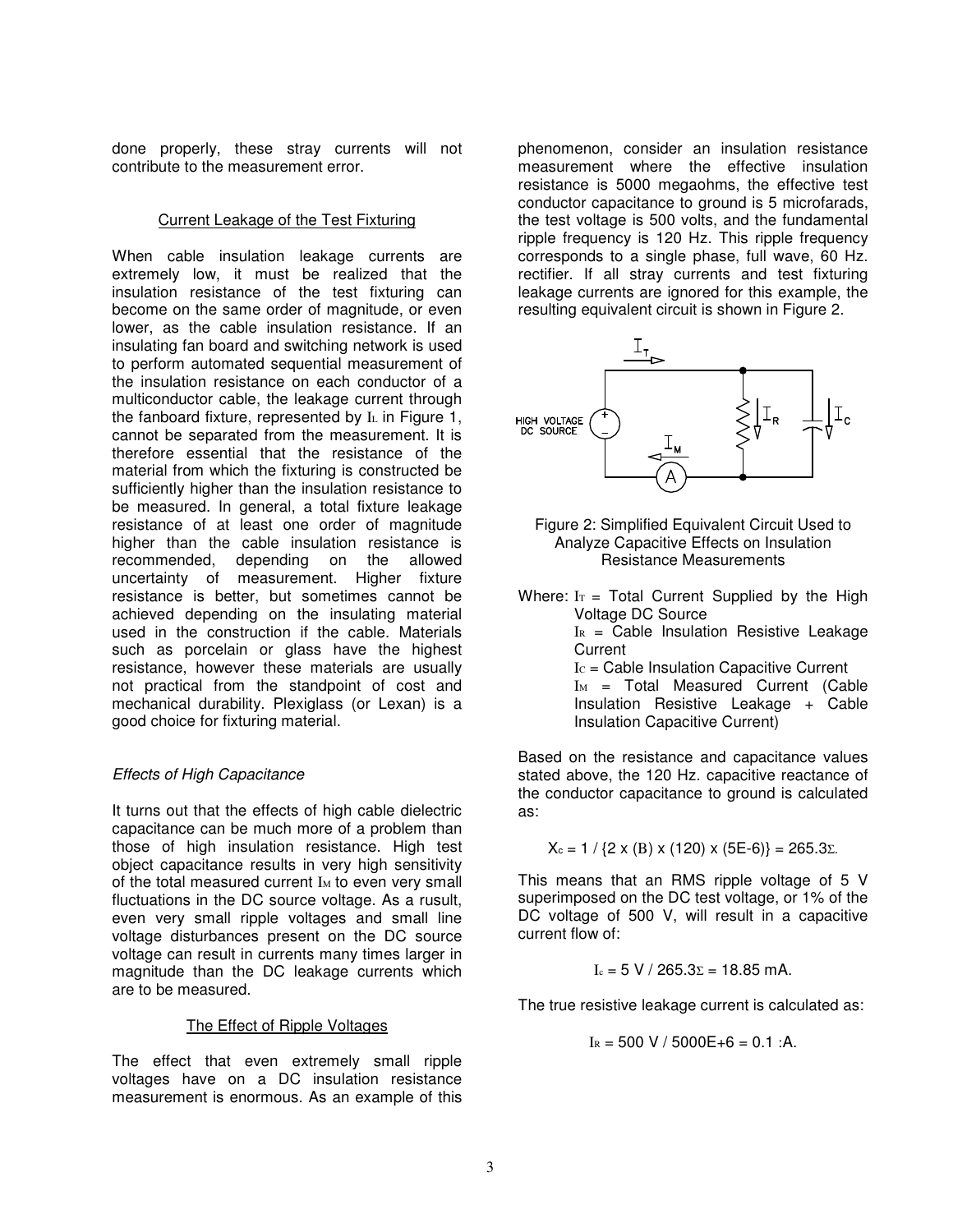done properly, these stray currents will not contribute to the measurement error.

### Current Leakage of the Test Fixturing

When cable insulation leakage currents are extremely low, it must be realized that the insulation resistance of the test fixturing can become on the same order of magnitude, or even lower, as the cable insulation resistance. If an insulating fan board and switching network is used to perform automated sequential measurement of the insulation resistance on each conductor of a multiconductor cable, the leakage current through the fanboard fixture, represented by $I_L$ in Figure 1, cannot be separated from the measurement. It is therefore essential that the resistance of the material from which the fixturing is constructed be sufficiently higher than the insulation resistance to be measured. In general, a total fixture leakage resistance of at least one order of magnitude higher than the cable insulation resistance is recommended, depending on the allowed uncertainty of measurement. Higher fixture resistance is better, but sometimes cannot be achieved depending on the insulating material used in the construction if the cable. Materials such as porcelain or glass have the highest resistance, however these materials are usually not practical from the standpoint of cost and mechanical durability. Plexiglass (or Lexan) is a good choice for fixturing material.

## *Effects of High Capacitance*

It turns out that the effects of high cable dielectric capacitance can be much more of a problem than those of high insulation resistance. High test object capacitance results in very high sensitivity of the total measured current $I_M$ to even very small fluctuations in the DC source voltage. As a rusult, even very small ripple voltages and small line voltage disturbances present on the DC source voltage can result in currents many times larger in magnitude than the DC leakage currents which are to be measured.

### The Effect of Ripple Voltages

The effect that even extremely small ripple voltages have on a DC insulation resistance measurement is enormous. As an example of this phenomenon, consider an insulation resistance measurement where the effective insulation resistance is 5000 megaohms, the effective test conductor capacitance to ground is 5 microfarads, the test voltage is 500 volts, and the fundamental ripple frequency is 120 Hz. This ripple frequency corresponds to a single phase, full wave, 60 Hz. rectifier. If all stray currents and test fixturing leakage currents are ignored for this example, the resulting equivalent circuit is shown in Figure 2.

Figure 2: Simplified Equivalent Circuit Used to Analyze Capacitive Effects on Insulation Resistance Measurements

Where: $I_T$ = Total Current Supplied by the High Voltage DC Source

$I_R$ = Cable Insulation Resistive Leakage Current

$I_C$ = Cable Insulation Capacitive Current

$I_M$ = Total Measured Current (Cable Insulation Resistive Leakage + Cable Insulation Capacitive Current)

Based on the resistance and capacitance values stated above, the 120 Hz. capacitive reactance of the conductor capacitance to ground is calculated as:

$$X_c = 1 / \{2 \times (\pi) \times (120) \times (5E\text{-}6)\} = 265.3\Omega.$$

This means that an RMS ripple voltage of 5 V superimposed on the DC test voltage, or 1% of the DC voltage of 500 V, will result in a capacitive current flow of:

$$I_c = 5 \text{ V} / 265.3\Omega = 18.85 \text{ mA}.$$

The true resistive leakage current is calculated as:

$$I_R = 500 \text{ V} / 5000E{+}6 = 0.1\ \mu\text{A}.$$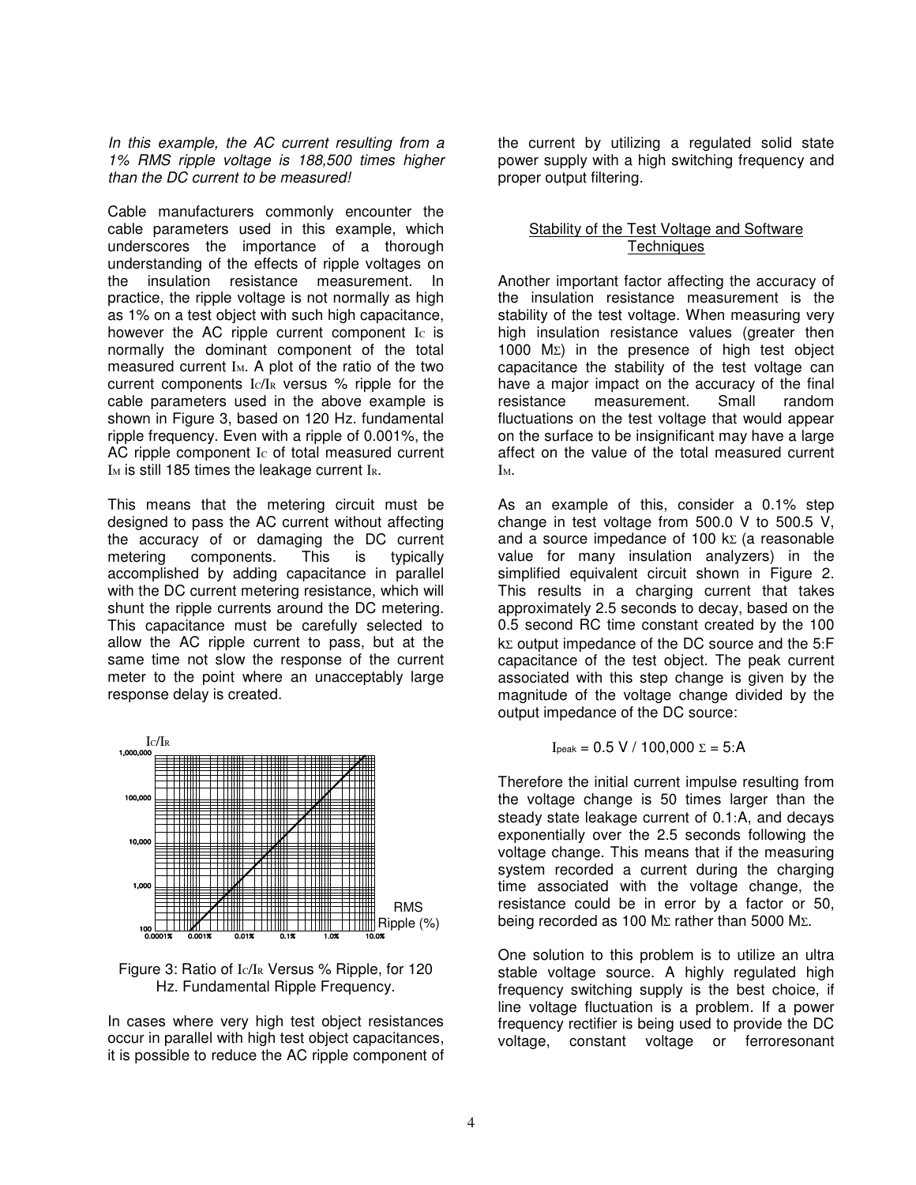*In this example, the AC current resulting from a 1% RMS ripple voltage is 188,500 times higher than the DC current to be measured!*

Cable manufacturers commonly encounter the cable parameters used in this example, which underscores the importance of a thorough understanding of the effects of ripple voltages on the insulation resistance measurement. In practice, the ripple voltage is not normally as high as 1% on a test object with such high capacitance, however the AC ripple current component $I_C$ is normally the dominant component of the total measured current $I_M$. A plot of the ratio of the two current components $I_C/I_R$ versus % ripple for the cable parameters used in the above example is shown in Figure 3, based on 120 Hz. fundamental ripple frequency. Even with a ripple of 0.001%, the AC ripple component $I_C$ of total measured current $I_M$ is still 185 times the leakage current $I_R$.

This means that the metering circuit must be designed to pass the AC current without affecting the accuracy of or damaging the DC current metering components. This is typically accomplished by adding capacitance in parallel with the DC current metering resistance, which will shunt the ripple currents around the DC metering. This capacitance must be carefully selected to allow the AC ripple current to pass, but at the same time not slow the response of the current meter to the point where an unacceptably large response delay is created.

Figure 3: Ratio of $I_C/I_R$ Versus % Ripple, for 120 Hz. Fundamental Ripple Frequency.

In cases where very high test object resistances occur in parallel with high test object capacitances, it is possible to reduce the AC ripple component of the current by utilizing a regulated solid state power supply with a high switching frequency and proper output filtering.

## Stability of the Test Voltage and Software Techniques

Another important factor affecting the accuracy of the insulation resistance measurement is the stability of the test voltage. When measuring very high insulation resistance values (greater then 1000 MΩ) in the presence of high test object capacitance the stability of the test voltage can have a major impact on the accuracy of the final resistance measurement. Small random fluctuations on the test voltage that would appear on the surface to be insignificant may have a large affect on the value of the total measured current $I_M$.

As an example of this, consider a 0.1% step change in test voltage from 500.0 V to 500.5 V, and a source impedance of 100 kΩ (a reasonable value for many insulation analyzers) in the simplified equivalent circuit shown in Figure 2. This results in a charging current that takes approximately 2.5 seconds to decay, based on the 0.5 second RC time constant created by the 100 kΩ output impedance of the DC source and the 5 μF capacitance of the test object. The peak current associated with this step change is given by the magnitude of the voltage change divided by the output impedance of the DC source:

$$I_{peak} = 0.5 \text{ V} / 100{,}000\ \Omega = 5\ \mu\text{A}$$

Therefore the initial current impulse resulting from the voltage change is 50 times larger than the steady state leakage current of 0.1 μA, and decays exponentially over the 2.5 seconds following the voltage change. This means that if the measuring system recorded a current during the charging time associated with the voltage change, the resistance could be in error by a factor or 50, being recorded as 100 MΩ rather than 5000 MΩ.

One solution to this problem is to utilize an ultra stable voltage source. A highly regulated high frequency switching supply is the best choice, if line voltage fluctuation is a problem. If a power frequency rectifier is being used to provide the DC voltage, constant voltage or ferroresonant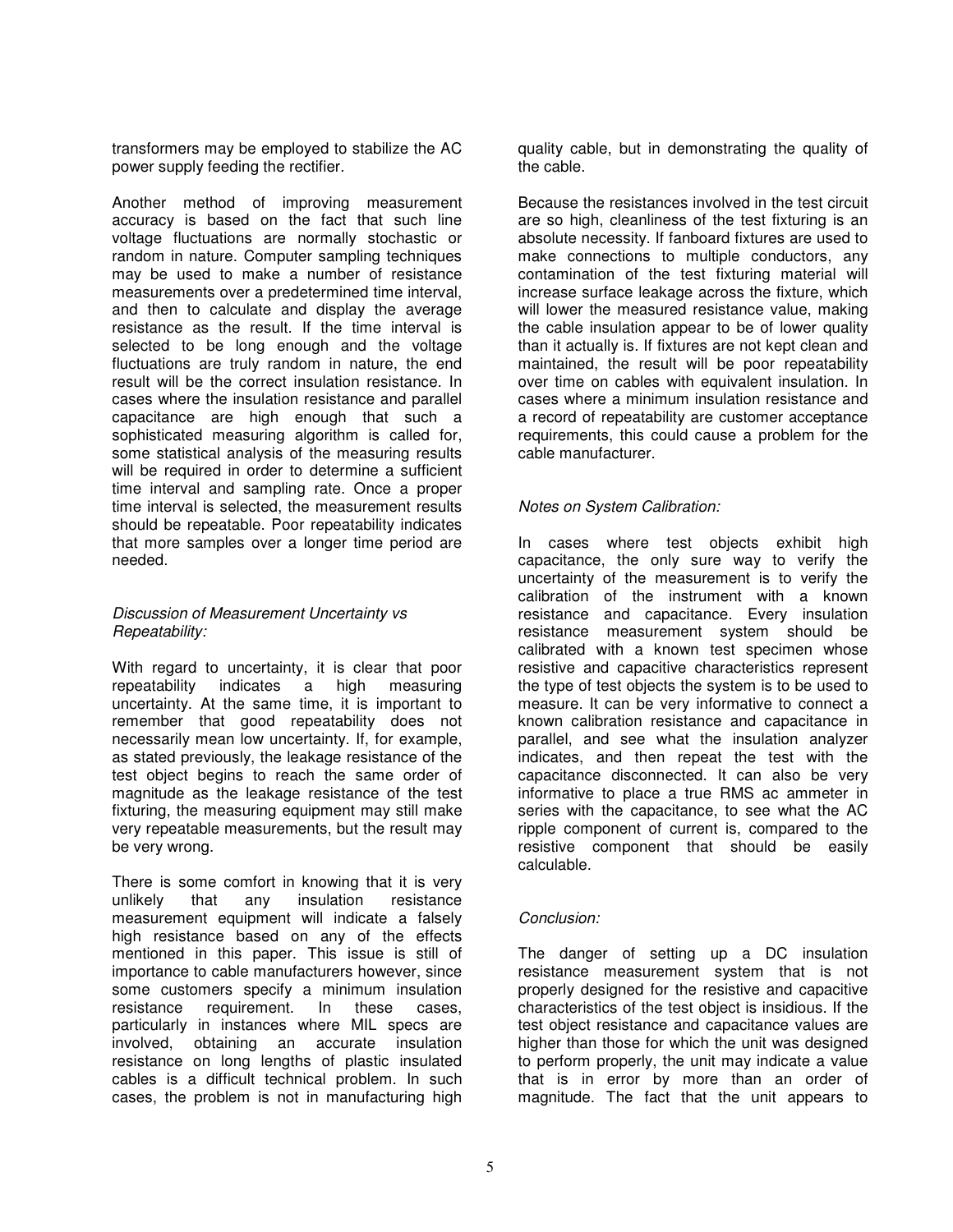transformers may be employed to stabilize the AC power supply feeding the rectifier.

Another method of improving measurement accuracy is based on the fact that such line voltage fluctuations are normally stochastic or random in nature. Computer sampling techniques may be used to make a number of resistance measurements over a predetermined time interval, and then to calculate and display the average resistance as the result. If the time interval is selected to be long enough and the voltage fluctuations are truly random in nature, the end result will be the correct insulation resistance. In cases where the insulation resistance and parallel capacitance are high enough that such a sophisticated measuring algorithm is called for, some statistical analysis of the measuring results will be required in order to determine a sufficient time interval and sampling rate. Once a proper time interval is selected, the measurement results should be repeatable. Poor repeatability indicates that more samples over a longer time period are needed.

*Discussion of Measurement Uncertainty vs Repeatability:*

With regard to uncertainty, it is clear that poor repeatability indicates a high measuring uncertainty. At the same time, it is important to remember that good repeatability does not necessarily mean low uncertainty. If, for example, as stated previously, the leakage resistance of the test object begins to reach the same order of magnitude as the leakage resistance of the test fixturing, the measuring equipment may still make very repeatable measurements, but the result may be very wrong.

There is some comfort in knowing that it is very unlikely that any insulation resistance measurement equipment will indicate a falsely high resistance based on any of the effects mentioned in this paper. This issue is still of importance to cable manufacturers however, since some customers specify a minimum insulation resistance requirement. In these cases, particularly in instances where MIL specs are involved, obtaining an accurate insulation resistance on long lengths of plastic insulated cables is a difficult technical problem. In such cases, the problem is not in manufacturing high quality cable, but in demonstrating the quality of the cable.

Because the resistances involved in the test circuit are so high, cleanliness of the test fixturing is an absolute necessity. If fanboard fixtures are used to make connections to multiple conductors, any contamination of the test fixturing material will increase surface leakage across the fixture, which will lower the measured resistance value, making the cable insulation appear to be of lower quality than it actually is. If fixtures are not kept clean and maintained, the result will be poor repeatability over time on cables with equivalent insulation. In cases where a minimum insulation resistance and a record of repeatability are customer acceptance requirements, this could cause a problem for the cable manufacturer.

*Notes on System Calibration:*

In cases where test objects exhibit high capacitance, the only sure way to verify the uncertainty of the measurement is to verify the calibration of the instrument with a known resistance and capacitance. Every insulation resistance measurement system should be calibrated with a known test specimen whose resistive and capacitive characteristics represent the type of test objects the system is to be used to measure. It can be very informative to connect a known calibration resistance and capacitance in parallel, and see what the insulation analyzer indicates, and then repeat the test with the capacitance disconnected. It can also be very informative to place a true RMS ac ammeter in series with the capacitance, to see what the AC ripple component of current is, compared to the resistive component that should be easily calculable.

*Conclusion:*

The danger of setting up a DC insulation resistance measurement system that is not properly designed for the resistive and capacitive characteristics of the test object is insidious. If the test object resistance and capacitance values are higher than those for which the unit was designed to perform properly, the unit may indicate a value that is in error by more than an order of magnitude. The fact that the unit appears to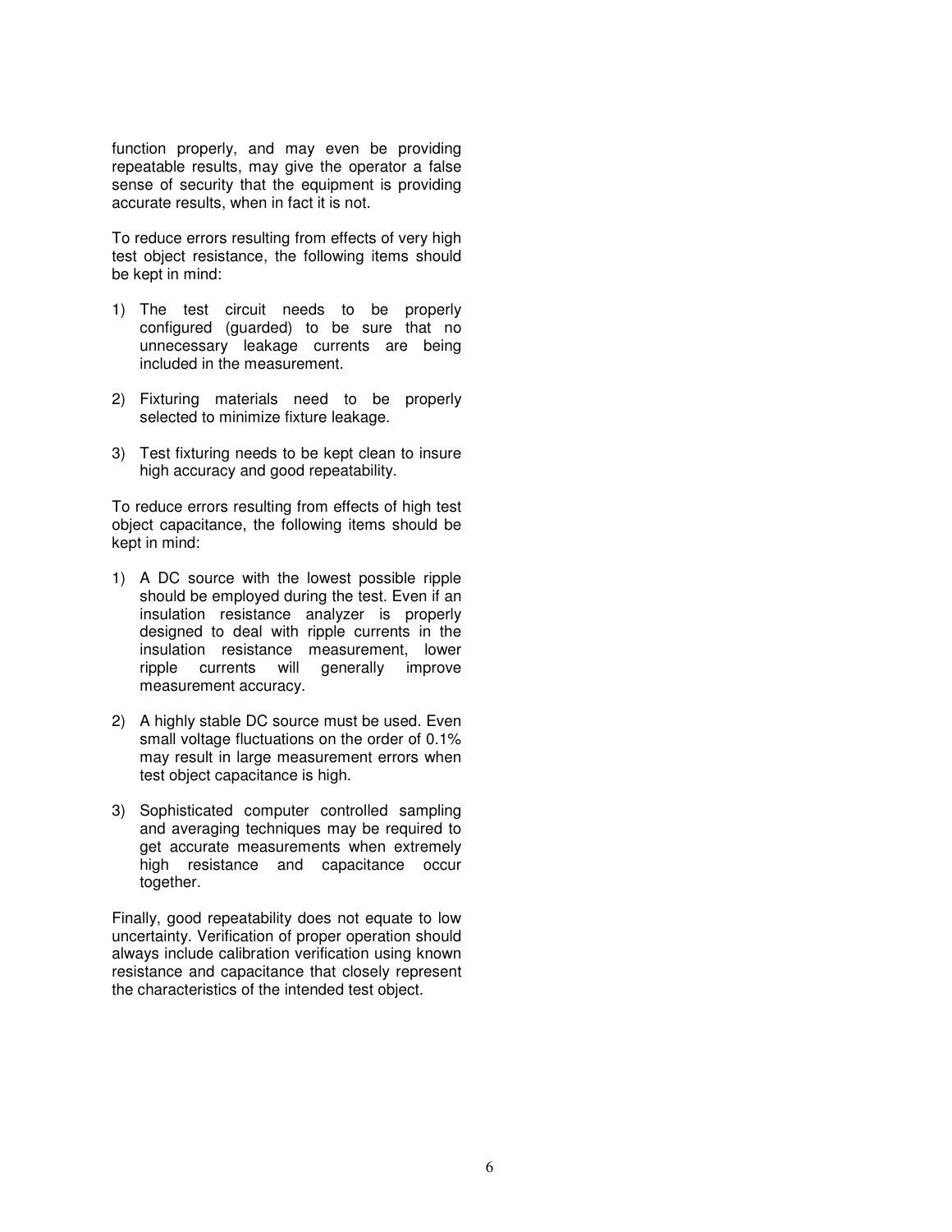function properly, and may even be providing repeatable results, may give the operator a false sense of security that the equipment is providing accurate results, when in fact it is not.

To reduce errors resulting from effects of very high test object resistance, the following items should be kept in mind:

1) The test circuit needs to be properly configured (guarded) to be sure that no unnecessary leakage currents are being included in the measurement.

2) Fixturing materials need to be properly selected to minimize fixture leakage.

3) Test fixturing needs to be kept clean to insure high accuracy and good repeatability.

To reduce errors resulting from effects of high test object capacitance, the following items should be kept in mind:

1) A DC source with the lowest possible ripple should be employed during the test. Even if an insulation resistance analyzer is properly designed to deal with ripple currents in the insulation resistance measurement, lower ripple currents will generally improve measurement accuracy.

2) A highly stable DC source must be used. Even small voltage fluctuations on the order of 0.1% may result in large measurement errors when test object capacitance is high.

3) Sophisticated computer controlled sampling and averaging techniques may be required to get accurate measurements when extremely high resistance and capacitance occur together.

Finally, good repeatability does not equate to low uncertainty. Verification of proper operation should always include calibration verification using known resistance and capacitance that closely represent the characteristics of the intended test object.